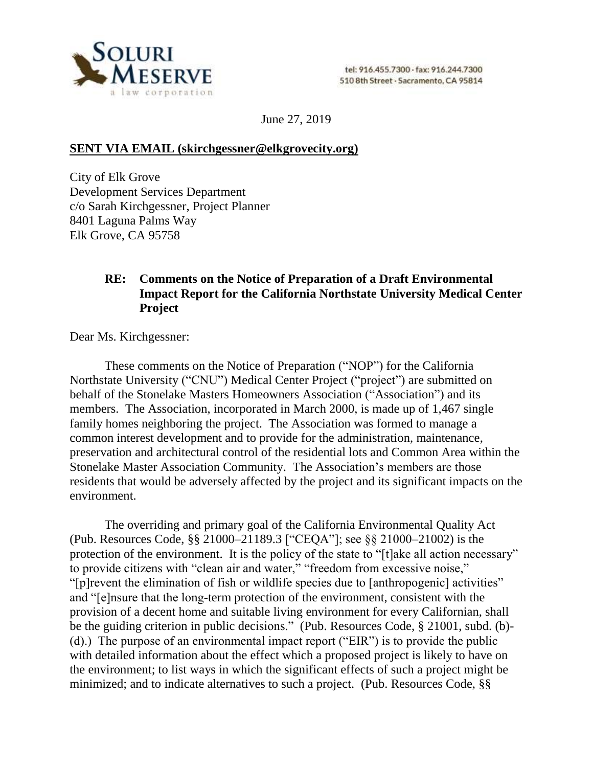**SOLURI MESERVE**
a law corporation

tel: 916.455.7300 · fax: 916.244.7300
510 8th Street · Sacramento, CA 95814

June 27, 2019

**SENT VIA EMAIL (skirchgessner@elkgrovecity.org)**

City of Elk Grove
Development Services Department
c/o Sarah Kirchgessner, Project Planner
8401 Laguna Palms Way
Elk Grove, CA 95758

**RE: Comments on the Notice of Preparation of a Draft Environmental Impact Report for the California Northstate University Medical Center Project**

Dear Ms. Kirchgessner:

These comments on the Notice of Preparation ("NOP") for the California Northstate University ("CNU") Medical Center Project ("project") are submitted on behalf of the Stonelake Masters Homeowners Association ("Association") and its members. The Association, incorporated in March 2000, is made up of 1,467 single family homes neighboring the project. The Association was formed to manage a common interest development and to provide for the administration, maintenance, preservation and architectural control of the residential lots and Common Area within the Stonelake Master Association Community. The Association's members are those residents that would be adversely affected by the project and its significant impacts on the environment.

The overriding and primary goal of the California Environmental Quality Act (Pub. Resources Code, §§ 21000–21189.3 ["CEQA"]; see §§ 21000–21002) is the protection of the environment. It is the policy of the state to "[t]ake all action necessary" to provide citizens with "clean air and water," "freedom from excessive noise," "[p]revent the elimination of fish or wildlife species due to [anthropogenic] activities" and "[e]nsure that the long-term protection of the environment, consistent with the provision of a decent home and suitable living environment for every Californian, shall be the guiding criterion in public decisions." (Pub. Resources Code, § 21001, subd. (b)-(d).) The purpose of an environmental impact report ("EIR") is to provide the public with detailed information about the effect which a proposed project is likely to have on the environment; to list ways in which the significant effects of such a project might be minimized; and to indicate alternatives to such a project. (Pub. Resources Code, §§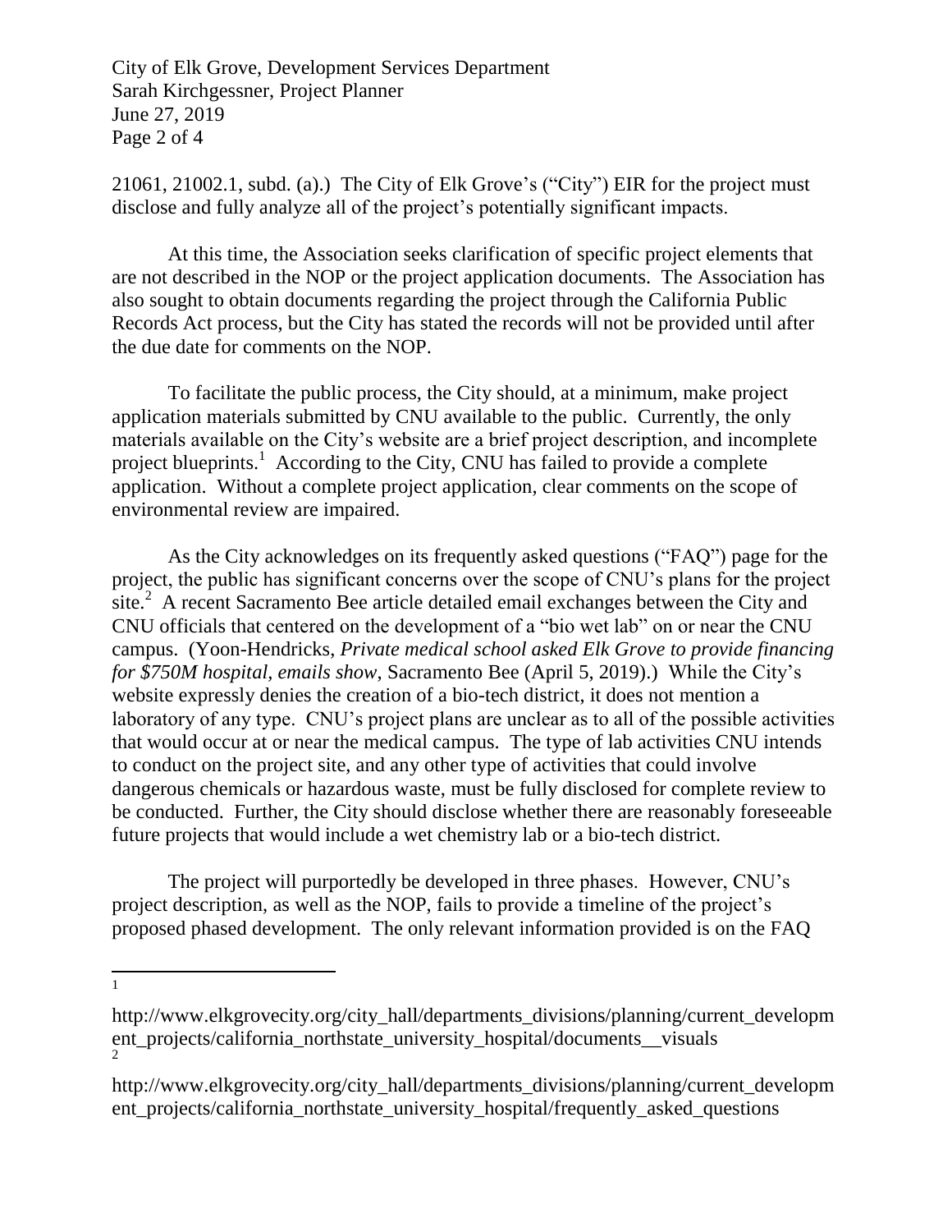21061, 21002.1, subd. (a).) The City of Elk Grove's ("City") EIR for the project must disclose and fully analyze all of the project's potentially significant impacts.

At this time, the Association seeks clarification of specific project elements that are not described in the NOP or the project application documents. The Association has also sought to obtain documents regarding the project through the California Public Records Act process, but the City has stated the records will not be provided until after the due date for comments on the NOP.

To facilitate the public process, the City should, at a minimum, make project application materials submitted by CNU available to the public. Currently, the only materials available on the City's website are a brief project description, and incomplete project blueprints.[1] According to the City, CNU has failed to provide a complete application. Without a complete project application, clear comments on the scope of environmental review are impaired.

As the City acknowledges on its frequently asked questions ("FAQ") page for the project, the public has significant concerns over the scope of CNU's plans for the project site.[2] A recent Sacramento Bee article detailed email exchanges between the City and CNU officials that centered on the development of a "bio wet lab" on or near the CNU campus. (Yoon-Hendricks, *Private medical school asked Elk Grove to provide financing for $750M hospital, emails show,* Sacramento Bee (April 5, 2019).) While the City's website expressly denies the creation of a bio-tech district, it does not mention a laboratory of any type. CNU's project plans are unclear as to all of the possible activities that would occur at or near the medical campus. The type of lab activities CNU intends to conduct on the project site, and any other type of activities that could involve dangerous chemicals or hazardous waste, must be fully disclosed for complete review to be conducted. Further, the City should disclose whether there are reasonably foreseeable future projects that would include a wet chemistry lab or a bio-tech district.

The project will purportedly be developed in three phases. However, CNU's project description, as well as the NOP, fails to provide a timeline of the project's proposed phased development. The only relevant information provided is on the FAQ

---

[1] http://www.elkgrovecity.org/city_hall/departments_divisions/planning/current_development_projects/california_northstate_university_hospital/documents__visuals

[2] http://www.elkgrovecity.org/city_hall/departments_divisions/planning/current_development_projects/california_northstate_university_hospital/frequently_asked_questions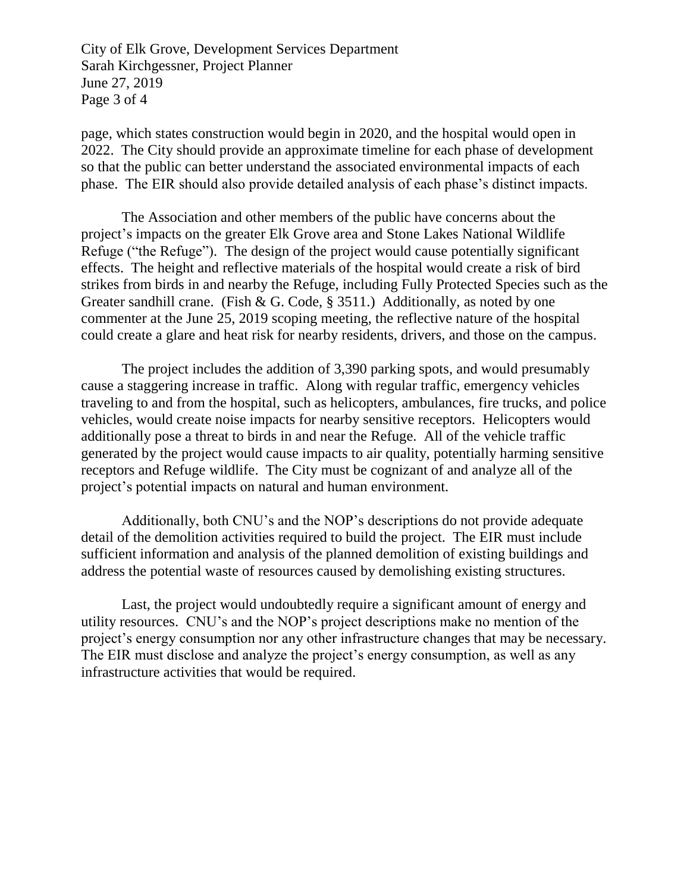page, which states construction would begin in 2020, and the hospital would open in 2022. The City should provide an approximate timeline for each phase of development so that the public can better understand the associated environmental impacts of each phase. The EIR should also provide detailed analysis of each phase's distinct impacts.

The Association and other members of the public have concerns about the project's impacts on the greater Elk Grove area and Stone Lakes National Wildlife Refuge ("the Refuge"). The design of the project would cause potentially significant effects. The height and reflective materials of the hospital would create a risk of bird strikes from birds in and nearby the Refuge, including Fully Protected Species such as the Greater sandhill crane. (Fish & G. Code, § 3511.) Additionally, as noted by one commenter at the June 25, 2019 scoping meeting, the reflective nature of the hospital could create a glare and heat risk for nearby residents, drivers, and those on the campus.

The project includes the addition of 3,390 parking spots, and would presumably cause a staggering increase in traffic. Along with regular traffic, emergency vehicles traveling to and from the hospital, such as helicopters, ambulances, fire trucks, and police vehicles, would create noise impacts for nearby sensitive receptors. Helicopters would additionally pose a threat to birds in and near the Refuge. All of the vehicle traffic generated by the project would cause impacts to air quality, potentially harming sensitive receptors and Refuge wildlife. The City must be cognizant of and analyze all of the project's potential impacts on natural and human environment.

Additionally, both CNU's and the NOP's descriptions do not provide adequate detail of the demolition activities required to build the project. The EIR must include sufficient information and analysis of the planned demolition of existing buildings and address the potential waste of resources caused by demolishing existing structures.

Last, the project would undoubtedly require a significant amount of energy and utility resources. CNU's and the NOP's project descriptions make no mention of the project's energy consumption nor any other infrastructure changes that may be necessary. The EIR must disclose and analyze the project's energy consumption, as well as any infrastructure activities that would be required.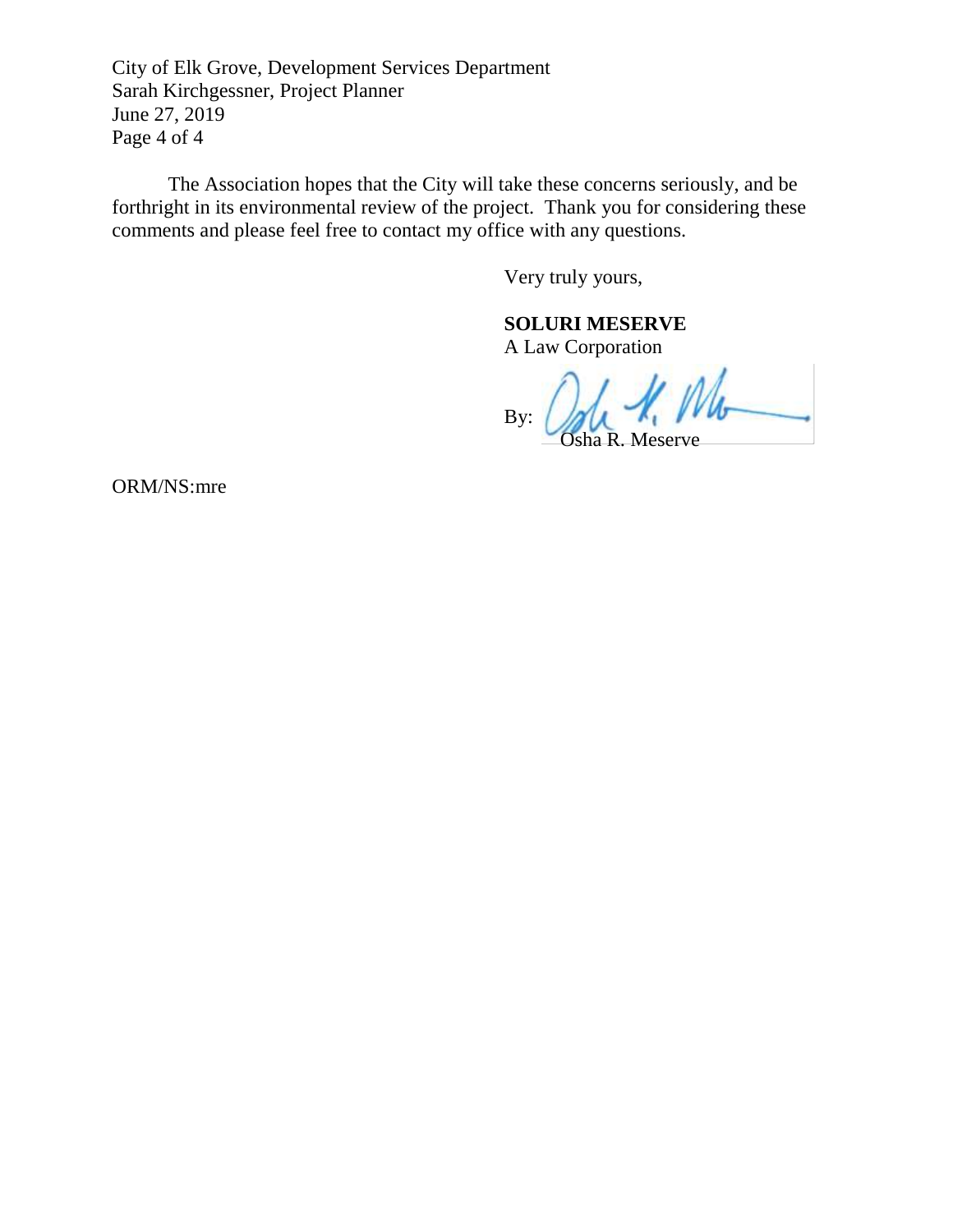The Association hopes that the City will take these concerns seriously, and be forthright in its environmental review of the project. Thank you for considering these comments and please feel free to contact my office with any questions.

Very truly yours,

**SOLURI MESERVE**
A Law Corporation

By: Osha R. Meserve

ORM/NS:mre